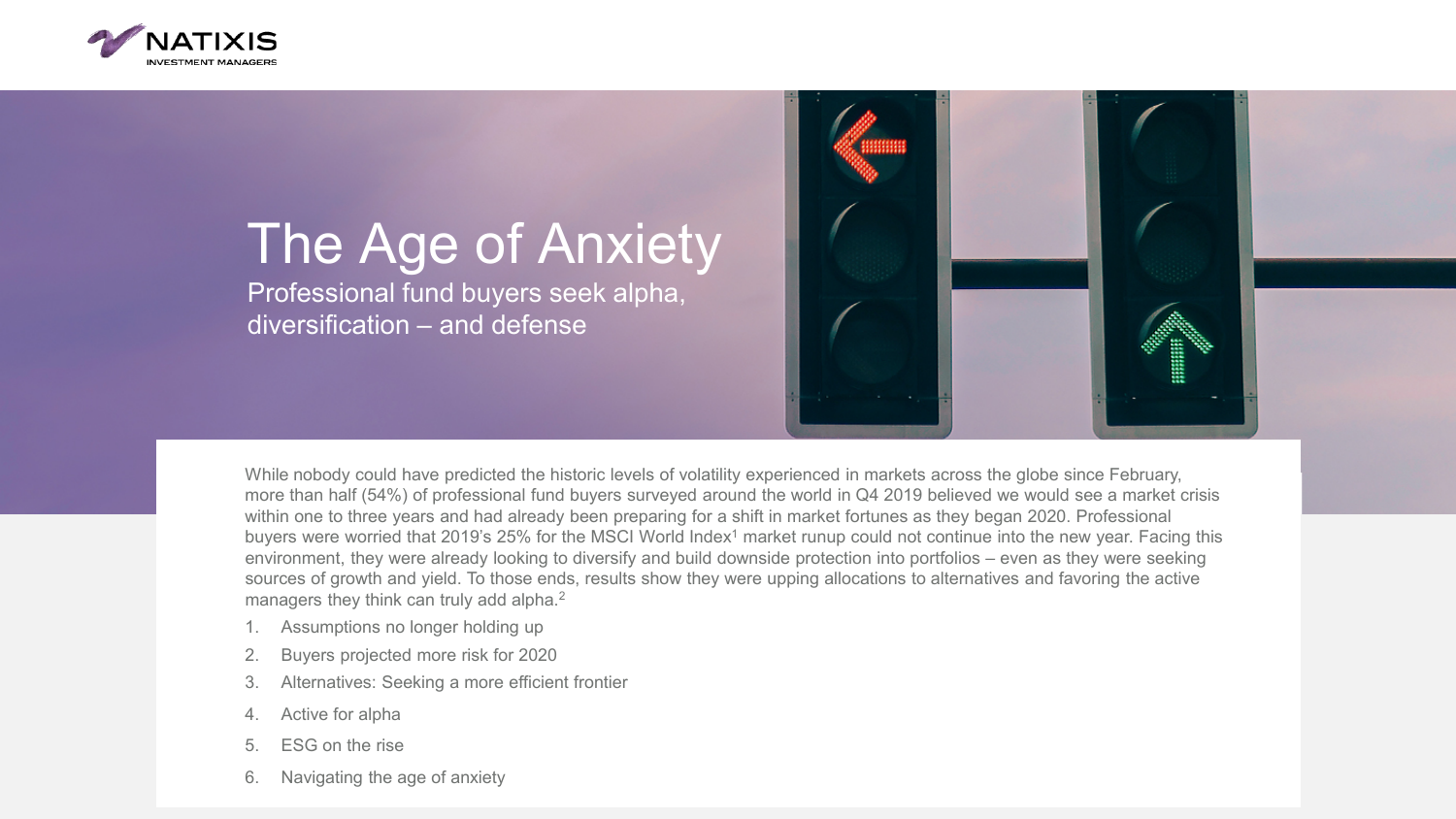NATIXIS
INVESTMENT MANAGERS

# The Age of Anxiety

## Professional fund buyers seek alpha, diversification – and defense

While nobody could have predicted the historic levels of volatility experienced in markets across the globe since February, more than half (54%) of professional fund buyers surveyed around the world in Q4 2019 believed we would see a market crisis within one to three years and had already been preparing for a shift in market fortunes as they began 2020. Professional buyers were worried that 2019's 25% for the MSCI World Index[1] market runup could not continue into the new year. Facing this environment, they were already looking to diversify and build downside protection into portfolios – even as they were seeking sources of growth and yield. To those ends, results show they were upping allocations to alternatives and favoring the active managers they think can truly add alpha.[2]

1. Assumptions no longer holding up
2. Buyers projected more risk for 2020
3. Alternatives: Seeking a more efficient frontier
4. Active for alpha
5. ESG on the rise
6. Navigating the age of anxiety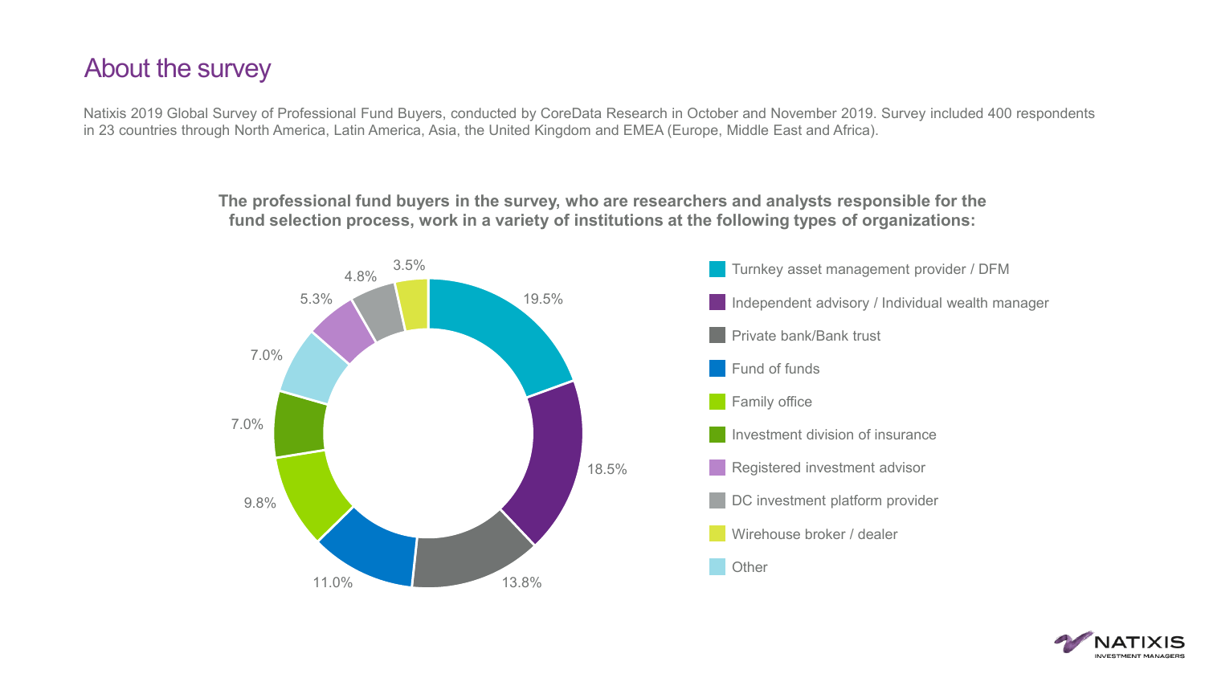# About the survey

Natixis 2019 Global Survey of Professional Fund Buyers, conducted by CoreData Research in October and November 2019. Survey included 400 respondents in 23 countries through North America, Latin America, Asia, the United Kingdom and EMEA (Europe, Middle East and Africa).

**The professional fund buyers in the survey, who are researchers and analysts responsible for the fund selection process, work in a variety of institutions at the following types of organizations:**

19.5%
18.5%
13.8%
11.0%
9.8%
7.0%
7.0%
5.3%
4.8%
3.5%

Turnkey asset management provider / DFM
Independent advisory / Individual wealth manager
Private bank/Bank trust
Fund of funds
Family office
Investment division of insurance
Registered investment advisor
DC investment platform provider
Wirehouse broker / dealer
Other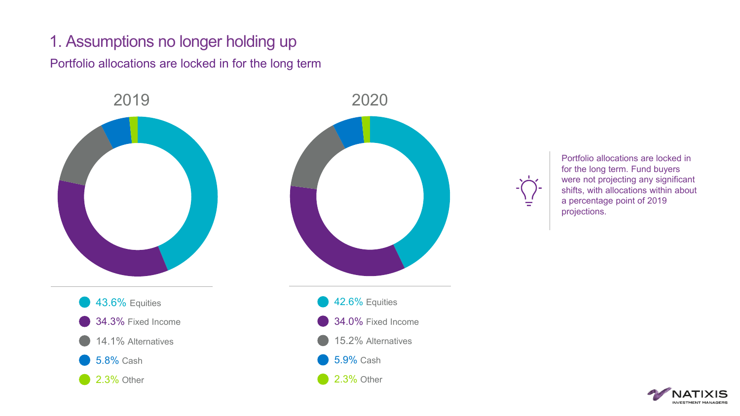# 1. Assumptions no longer holding up

## Portfolio allocations are locked in for the long term

### 2019

- 43.6% Equities
- 34.3% Fixed Income
- 14.1% Alternatives
- 5.8% Cash
- 2.3% Other

### 2020

- 42.6% Equities
- 34.0% Fixed Income
- 15.2% Alternatives
- 5.9% Cash
- 2.3% Other

Portfolio allocations are locked in for the long term. Fund buyers were not projecting any significant shifts, with allocations within about a percentage point of 2019 projections.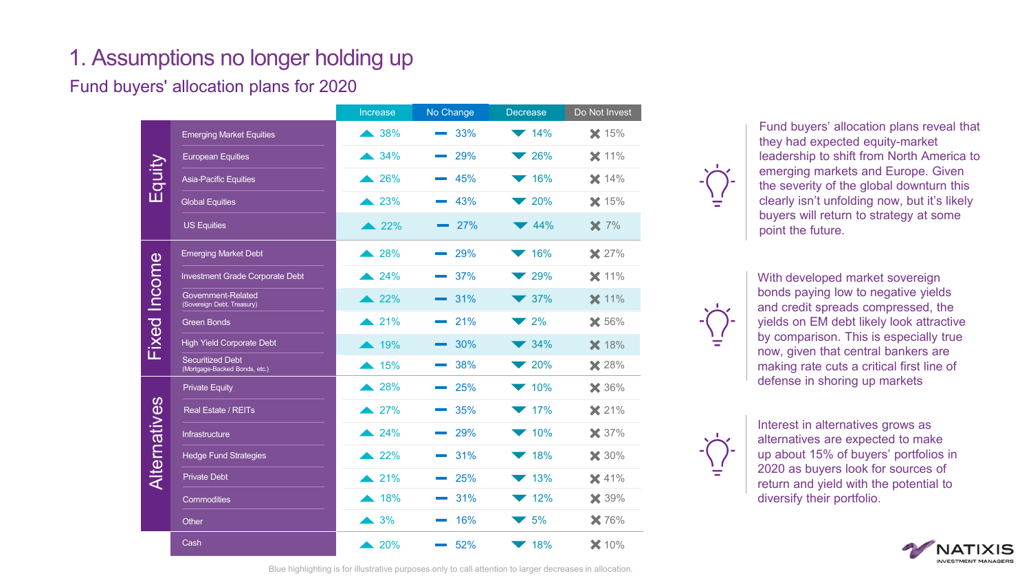# 1. Assumptions no longer holding up

## Fund buyers' allocation plans for 2020

| | | Increase | No Change | Decrease | Do Not Invest |
|---|---|---|---|---|---|
| Equity | Emerging Market Equities | 38% | 33% | 14% | 15% |
| | European Equities | 34% | 29% | 26% | 11% |
| | Asia-Pacific Equities | 26% | 45% | 16% | 14% |
| | Global Equities | 23% | 43% | 20% | 15% |
| | US Equities | 22% | 27% | 44% | 7% |
| Fixed Income | Emerging Market Debt | 28% | 29% | 16% | 27% |
| | Investment Grade Corporate Debt | 24% | 37% | 29% | 11% |
| | Government-Related (Sovereign Debt, Treasury) | 22% | 31% | 37% | 11% |
| | Green Bonds | 21% | 21% | 2% | 56% |
| | High Yield Corporate Debt | 19% | 30% | 34% | 18% |
| | Securitized Debt (Mortgage-Backed Bonds, etc.) | 15% | 38% | 20% | 28% |
| Alternatives | Private Equity | 28% | 25% | 10% | 36% |
| | Real Estate / REITs | 27% | 35% | 17% | 21% |
| | Infrastructure | 24% | 29% | 10% | 37% |
| | Hedge Fund Strategies | 22% | 31% | 18% | 30% |
| | Private Debt | 21% | 25% | 13% | 41% |
| | Commodities | 18% | 31% | 12% | 39% |
| | Other | 3% | 16% | 5% | 76% |
| | Cash | 20% | 52% | 18% | 10% |

Blue highlighting is for illustrative purposes only to call attention to larger decreases in allocation.

Fund buyers' allocation plans reveal that they had expected equity-market leadership to shift from North America to emerging markets and Europe. Given the severity of the global downturn this clearly isn't unfolding now, but it's likely buyers will return to strategy at some point the future.

With developed market sovereign bonds paying low to negative yields and credit spreads compressed, the yields on EM debt likely look attractive by comparison. This is especially true now, given that central bankers are making rate cuts a critical first line of defense in shoring up markets

Interest in alternatives grows as alternatives are expected to make up about 15% of buyers' portfolios in 2020 as buyers look for sources of return and yield with the potential to diversify their portfolio.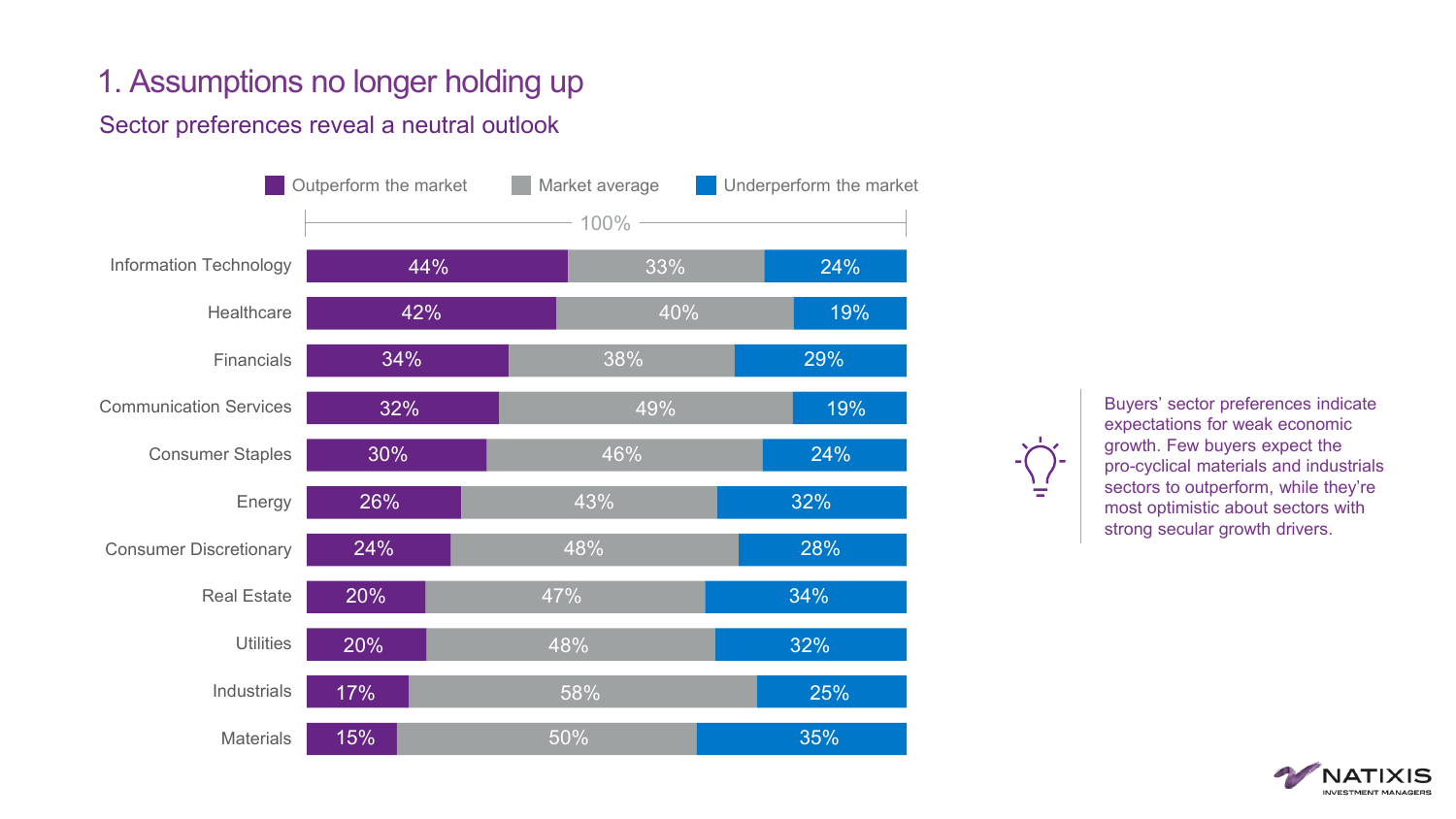# 1. Assumptions no longer holding up

## Sector preferences reveal a neutral outlook

Outperform the market
Market average
Underperform the market
100%

Information Technology
44%
33%
24%

Healthcare
42%
40%
19%

Financials
34%
38%
29%

Communication Services
32%
49%
19%

Consumer Staples
30%
46%
24%

Energy
26%
43%
32%

Consumer Discretionary
24%
48%
28%

Real Estate
20%
47%
34%

Utilities
20%
48%
32%

Industrials
17%
58%
25%

Materials
15%
50%
35%

Buyers' sector preferences indicate expectations for weak economic growth. Few buyers expect the pro-cyclical materials and industrials sectors to outperform, while they're most optimistic about sectors with strong secular growth drivers.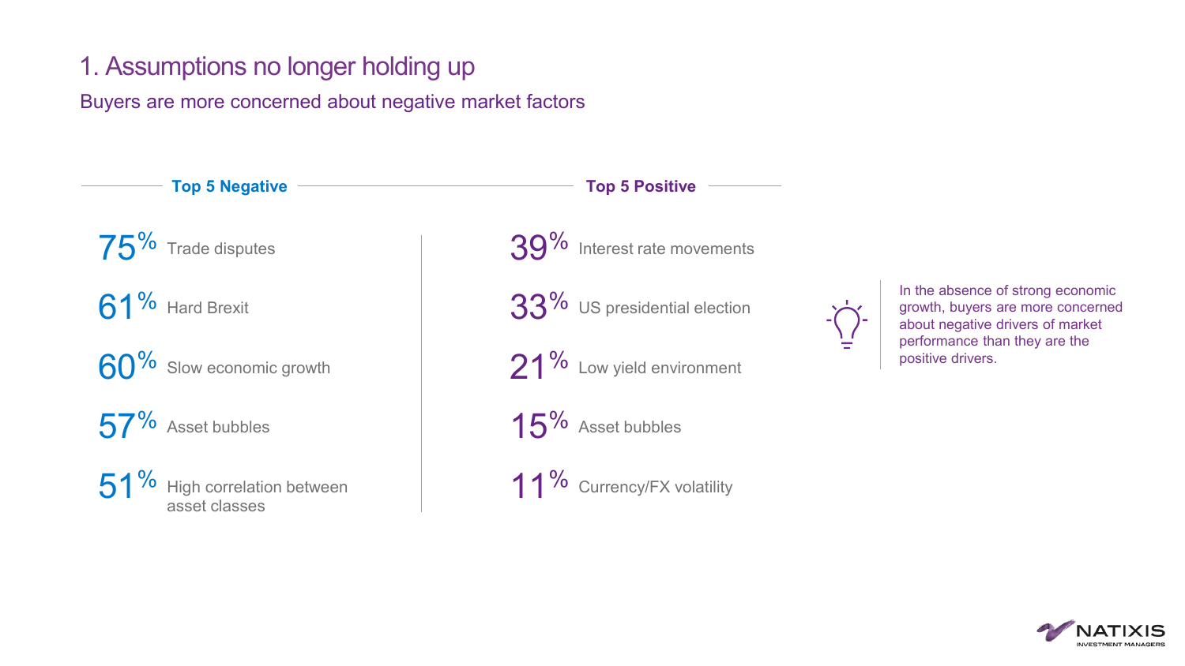# 1. Assumptions no longer holding up

## Buyers are more concerned about negative market factors

### Top 5 Negative

75% Trade disputes

61% Hard Brexit

60% Slow economic growth

57% Asset bubbles

51% High correlation between asset classes

### Top 5 Positive

39% Interest rate movements

33% US presidential election

21% Low yield environment

15% Asset bubbles

11% Currency/FX volatility

In the absence of strong economic growth, buyers are more concerned about negative drivers of market performance than they are the positive drivers.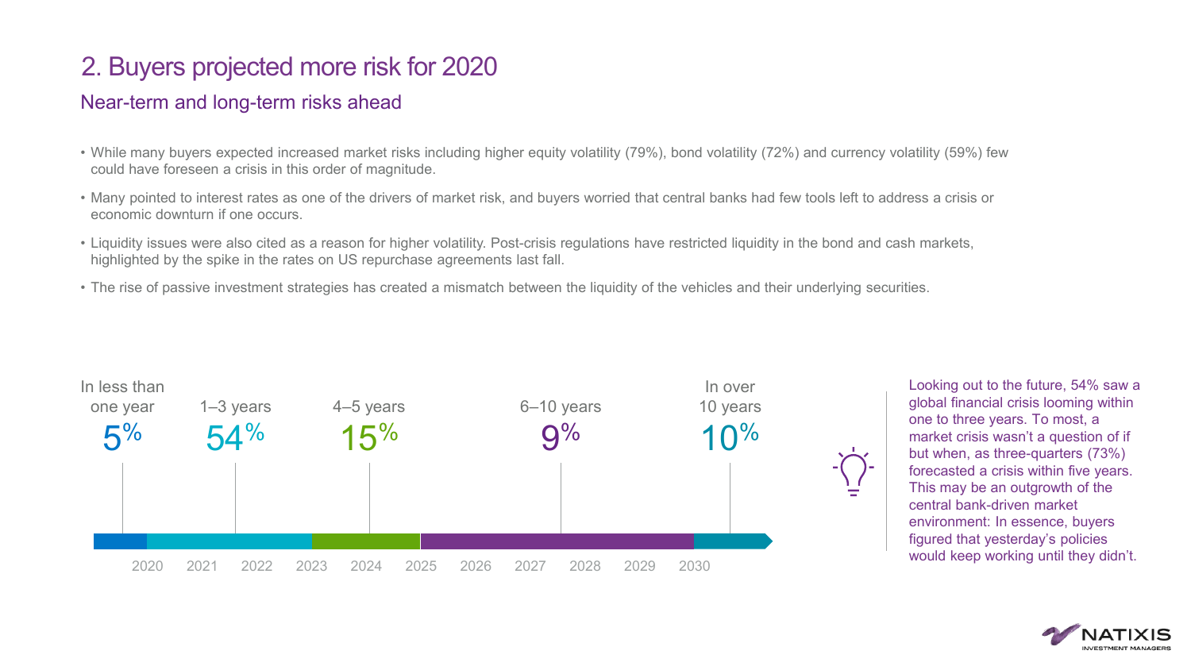# 2. Buyers projected more risk for 2020

## Near-term and long-term risks ahead

- While many buyers expected increased market risks including higher equity volatility (79%), bond volatility (72%) and currency volatility (59%) few could have foreseen a crisis in this order of magnitude.
- Many pointed to interest rates as one of the drivers of market risk, and buyers worried that central banks had few tools left to address a crisis or economic downturn if one occurs.
- Liquidity issues were also cited as a reason for higher volatility. Post-crisis regulations have restricted liquidity in the bond and cash markets, highlighted by the spike in the rates on US repurchase agreements last fall.
- The rise of passive investment strategies has created a mismatch between the liquidity of the vehicles and their underlying securities.

In less than one year
5%

1–3 years
54%

4–5 years
15%

6–10 years
9%

In over 10 years
10%

2020 2021 2022 2023 2024 2025 2026 2027 2028 2029 2030

Looking out to the future, 54% saw a global financial crisis looming within one to three years. To most, a market crisis wasn't a question of if but when, as three-quarters (73%) forecasted a crisis within five years. This may be an outgrowth of the central bank-driven market environment: In essence, buyers figured that yesterday's policies would keep working until they didn't.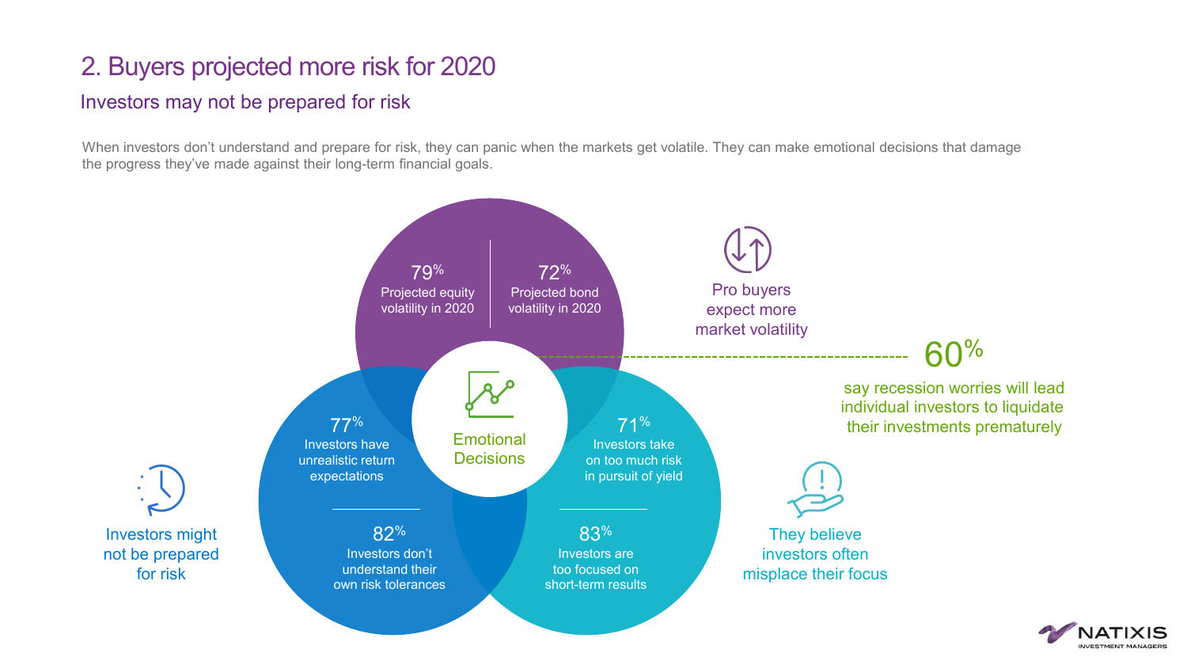# 2. Buyers projected more risk for 2020

## Investors may not be prepared for risk

When investors don't understand and prepare for risk, they can panic when the markets get volatile. They can make emotional decisions that damage the progress they've made against their long-term financial goals.

79% Projected equity volatility in 2020

72% Projected bond volatility in 2020

Pro buyers expect more market volatility

60% say recession worries will lead individual investors to liquidate their investments prematurely

Emotional Decisions

77% Investors have unrealistic return expectations

82% Investors don't understand their own risk tolerances

Investors might not be prepared for risk

71% Investors take on too much risk in pursuit of yield

83% Investors are too focused on short-term results

They believe investors often misplace their focus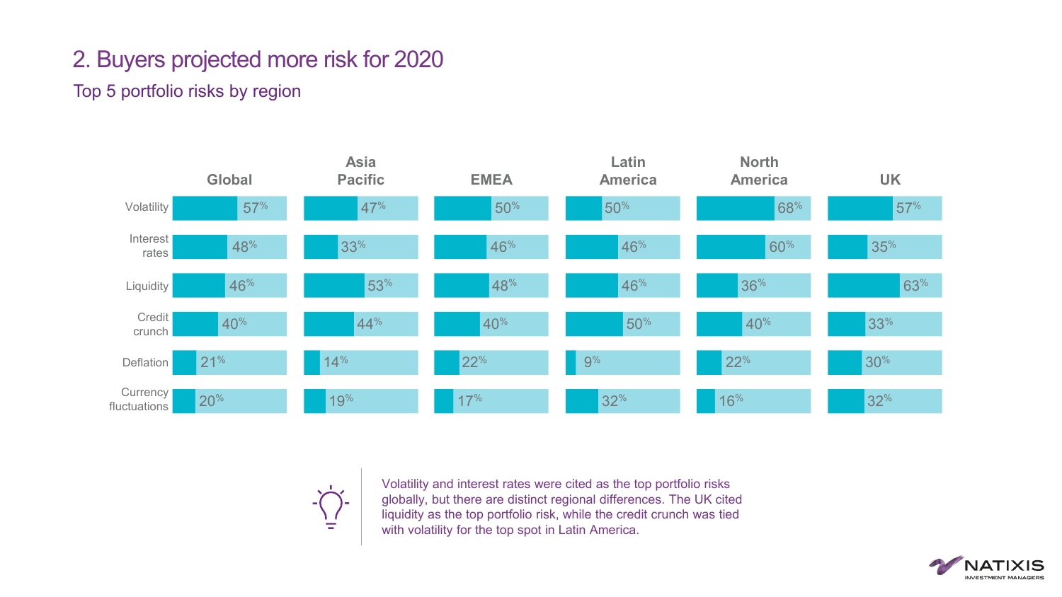# 2. Buyers projected more risk for 2020

## Top 5 portfolio risks by region

Global

Asia Pacific

EMEA

Latin America

North America

UK

Volatility

57% 47% 50% 50% 68% 57%

Interest rates

48% 33% 46% 46% 60% 35%

Liquidity

46% 53% 48% 46% 36% 63%

Credit crunch

40% 44% 40% 50% 40% 33%

Deflation

21% 14% 22% 9% 22% 30%

Currency fluctuations

20% 19% 17% 32% 16% 32%

Volatility and interest rates were cited as the top portfolio risks globally, but there are distinct regional differences. The UK cited liquidity as the top portfolio risk, while the credit crunch was tied with volatility for the top spot in Latin America.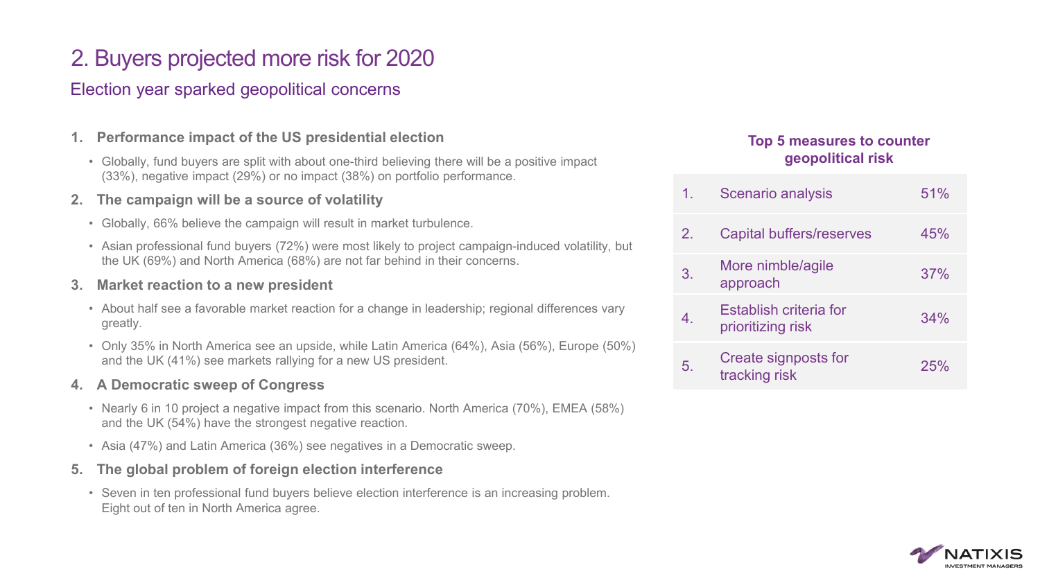# 2. Buyers projected more risk for 2020

## Election year sparked geopolitical concerns

1. **Performance impact of the US presidential election**
   - Globally, fund buyers are split with about one-third believing there will be a positive impact (33%), negative impact (29%) or no impact (38%) on portfolio performance.
2. **The campaign will be a source of volatility**
   - Globally, 66% believe the campaign will result in market turbulence.
   - Asian professional fund buyers (72%) were most likely to project campaign-induced volatility, but the UK (69%) and North America (68%) are not far behind in their concerns.
3. **Market reaction to a new president**
   - About half see a favorable market reaction for a change in leadership; regional differences vary greatly.
   - Only 35% in North America see an upside, while Latin America (64%), Asia (56%), Europe (50%) and the UK (41%) see markets rallying for a new US president.
4. **A Democratic sweep of Congress**
   - Nearly 6 in 10 project a negative impact from this scenario. North America (70%), EMEA (58%) and the UK (54%) have the strongest negative reaction.
   - Asia (47%) and Latin America (36%) see negatives in a Democratic sweep.
5. **The global problem of foreign election interference**
   - Seven in ten professional fund buyers believe election interference is an increasing problem. Eight out of ten in North America agree.

**Top 5 measures to counter geopolitical risk**

| | | |
|---|---|---|
| 1. | Scenario analysis | 51% |
| 2. | Capital buffers/reserves | 45% |
| 3. | More nimble/agile approach | 37% |
| 4. | Establish criteria for prioritizing risk | 34% |
| 5. | Create signposts for tracking risk | 25% |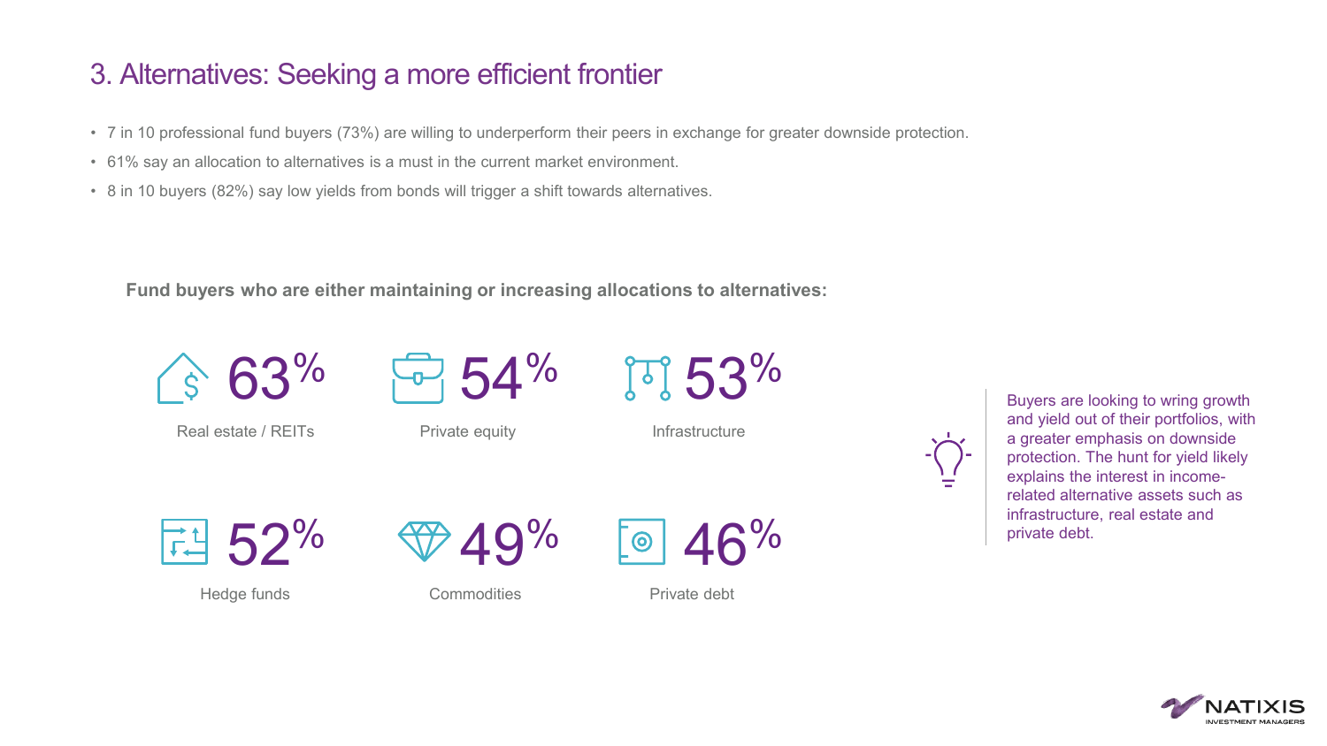# 3. Alternatives: Seeking a more efficient frontier

- 7 in 10 professional fund buyers (73%) are willing to underperform their peers in exchange for greater downside protection.
- 61% say an allocation to alternatives is a must in the current market environment.
- 8 in 10 buyers (82%) say low yields from bonds will trigger a shift towards alternatives.

**Fund buyers who are either maintaining or increasing allocations to alternatives:**

63%
Real estate / REITs

54%
Private equity

53%
Infrastructure

52%
Hedge funds

49%
Commodities

46%
Private debt

Buyers are looking to wring growth and yield out of their portfolios, with a greater emphasis on downside protection. The hunt for yield likely explains the interest in income-related alternative assets such as infrastructure, real estate and private debt.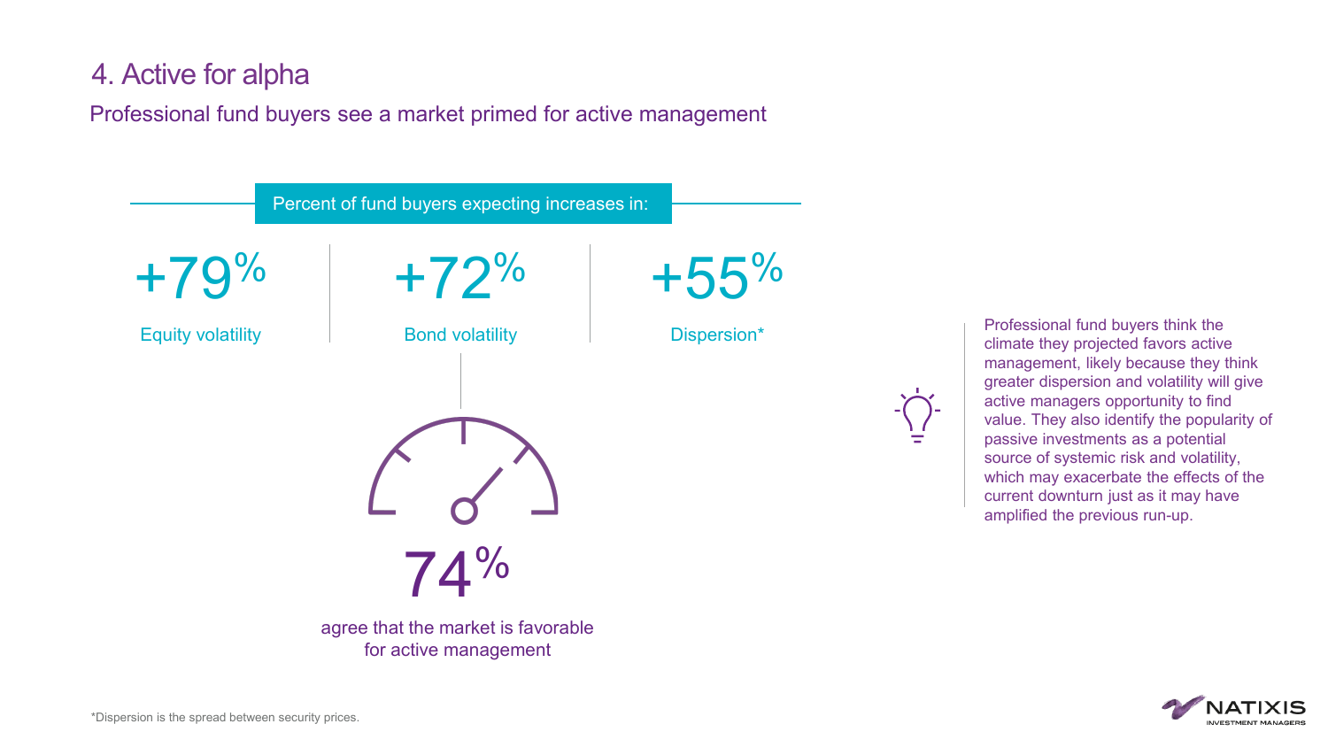## 4. Active for alpha

Professional fund buyers see a market primed for active management

Percent of fund buyers expecting increases in:

+79%
Equity volatility

+72%
Bond volatility

+55%
Dispersion*

74%
agree that the market is favorable for active management

Professional fund buyers think the climate they projected favors active management, likely because they think greater dispersion and volatility will give active managers opportunity to find value. They also identify the popularity of passive investments as a potential source of systemic risk and volatility, which may exacerbate the effects of the current downturn just as it may have amplified the previous run-up.

*Dispersion is the spread between security prices.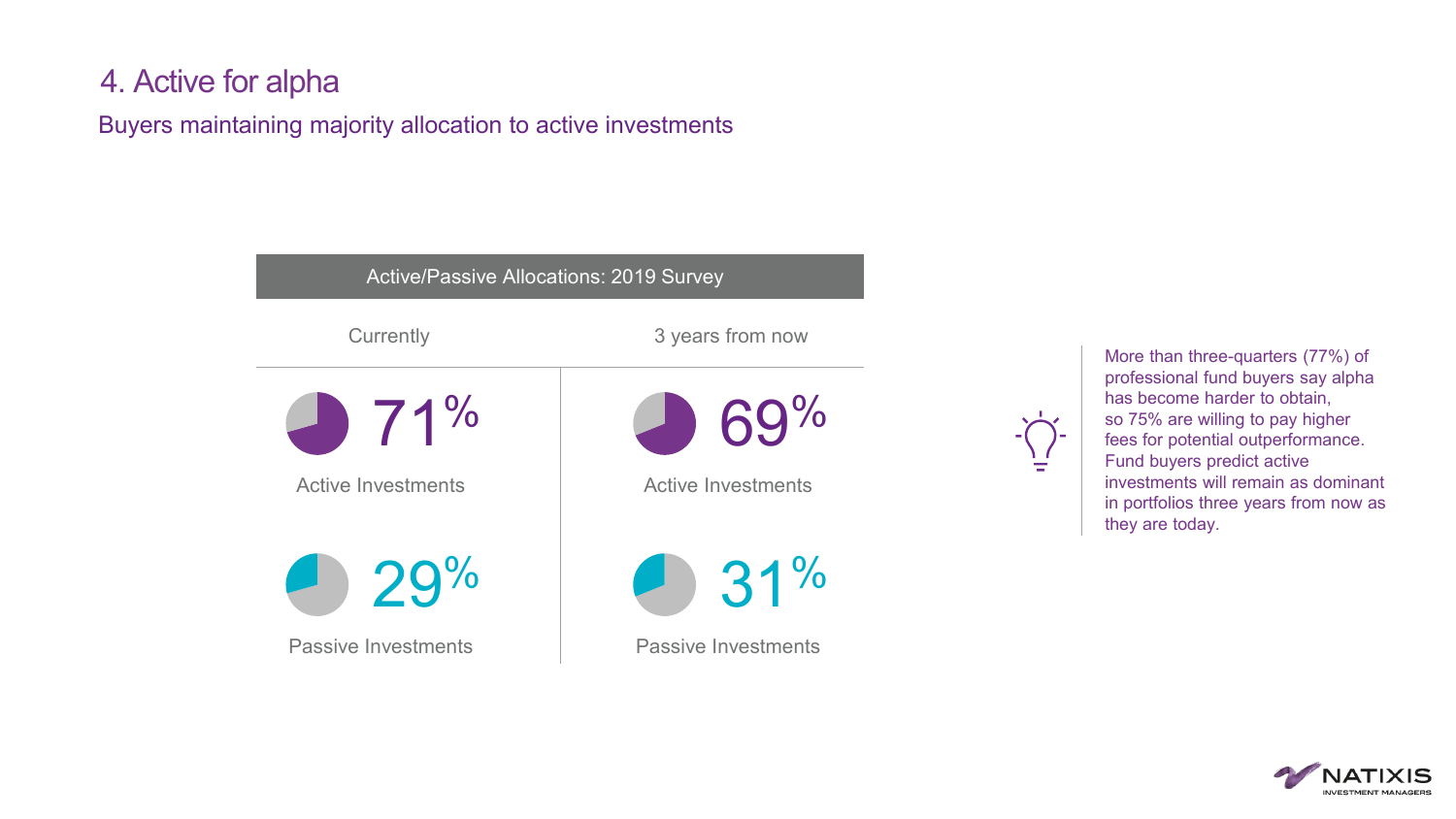# 4. Active for alpha

## Buyers maintaining majority allocation to active investments

| Active/Passive Allocations: 2019 Survey | |
|---|---|
| **Currently** | **3 years from now** |
| 71% Active Investments | 69% Active Investments |
| 29% Passive Investments | 31% Passive Investments |

More than three-quarters (77%) of professional fund buyers say alpha has become harder to obtain, so 75% are willing to pay higher fees for potential outperformance. Fund buyers predict active investments will remain as dominant in portfolios three years from now as they are today.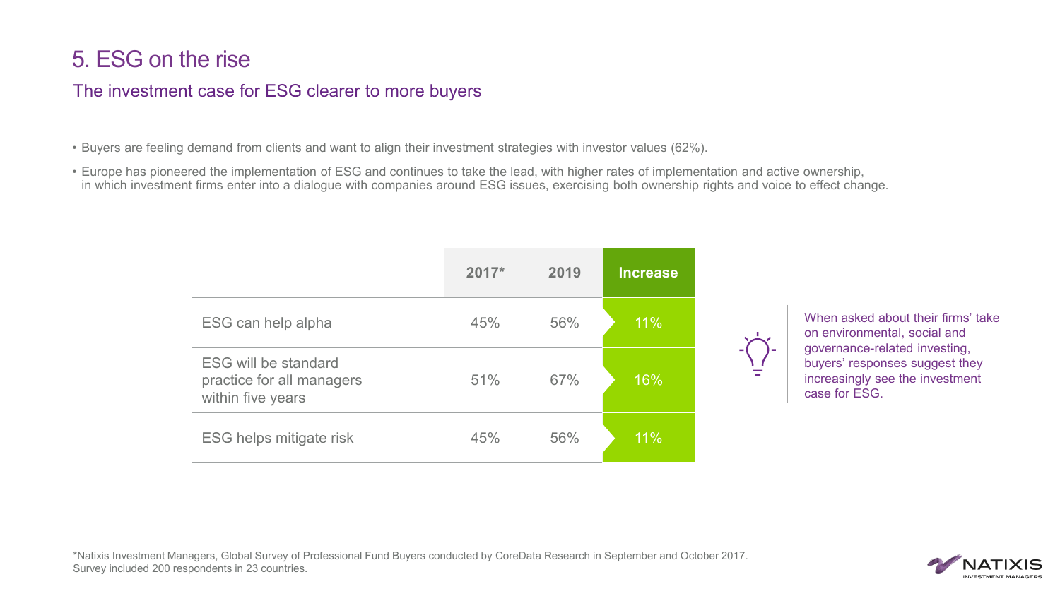# 5. ESG on the rise

## The investment case for ESG clearer to more buyers

- Buyers are feeling demand from clients and want to align their investment strategies with investor values (62%).
- Europe has pioneered the implementation of ESG and continues to take the lead, with higher rates of implementation and active ownership, in which investment firms enter into a dialogue with companies around ESG issues, exercising both ownership rights and voice to effect change.

| | 2017* | 2019 | Increase |
|---|---|---|---|
| ESG can help alpha | 45% | 56% | 11% |
| ESG will be standard practice for all managers within five years | 51% | 67% | 16% |
| ESG helps mitigate risk | 45% | 56% | 11% |

When asked about their firms' take on environmental, social and governance-related investing, buyers' responses suggest they increasingly see the investment case for ESG.

*Natixis Investment Managers, Global Survey of Professional Fund Buyers conducted by CoreData Research in September and October 2017. Survey included 200 respondents in 23 countries.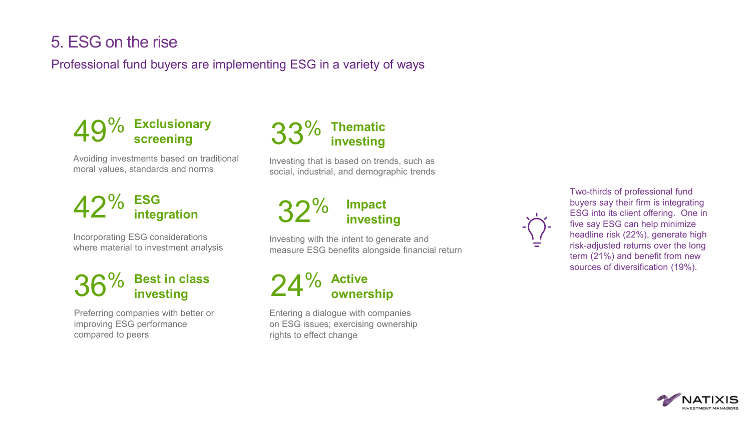# 5. ESG on the rise

## Professional fund buyers are implementing ESG in a variety of ways

**49% Exclusionary screening**

Avoiding investments based on traditional moral values, standards and norms

**42% ESG integration**

Incorporating ESG considerations where material to investment analysis

**36% Best in class investing**

Preferring companies with better or improving ESG performance compared to peers

**33% Thematic investing**

Investing that is based on trends, such as social, industrial, and demographic trends

**32% Impact investing**

Investing with the intent to generate and measure ESG benefits alongside financial return

**24% Active ownership**

Entering a dialogue with companies on ESG issues; exercising ownership rights to effect change

Two-thirds of professional fund buyers say their firm is integrating ESG into its client offering. One in five say ESG can help minimize headline risk (22%), generate high risk-adjusted returns over the long term (21%) and benefit from new sources of diversification (19%).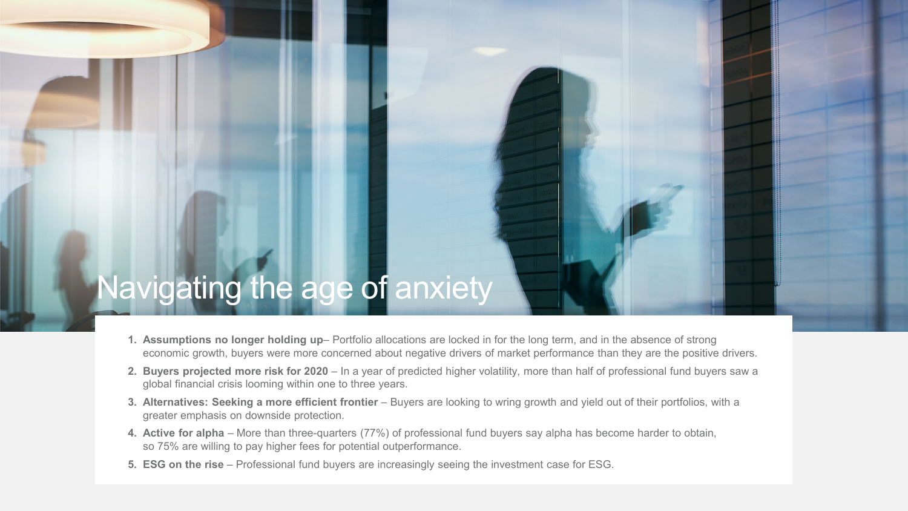# Navigating the age of anxiety

1. **Assumptions no longer holding up**– Portfolio allocations are locked in for the long term, and in the absence of strong economic growth, buyers were more concerned about negative drivers of market performance than they are the positive drivers.
2. **Buyers projected more risk for 2020** – In a year of predicted higher volatility, more than half of professional fund buyers saw a global financial crisis looming within one to three years.
3. **Alternatives: Seeking a more efficient frontier** – Buyers are looking to wring growth and yield out of their portfolios, with a greater emphasis on downside protection.
4. **Active for alpha** – More than three-quarters (77%) of professional fund buyers say alpha has become harder to obtain, so 75% are willing to pay higher fees for potential outperformance.
5. **ESG on the rise** – Professional fund buyers are increasingly seeing the investment case for ESG.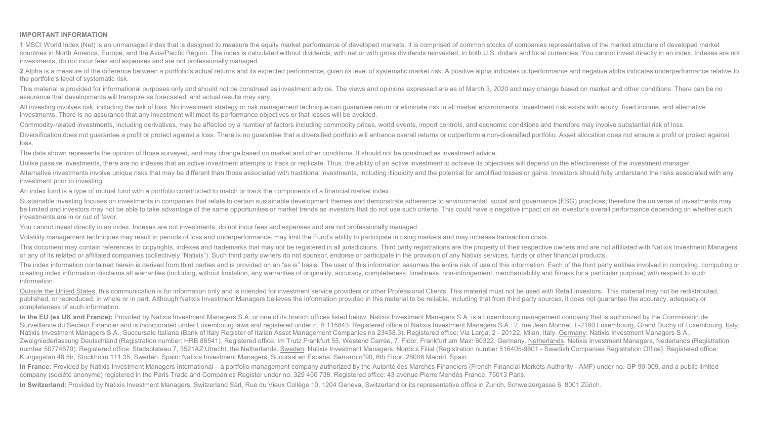**IMPORTANT INFORMATION**

**1** MSCI World Index (Net) is an unmanaged index that is designed to measure the equity market performance of developed markets. It is comprised of common stocks of companies representative of the market structure of developed market countries in North America, Europe, and the Asia/Pacific Region. The index is calculated without dividends, with net or with gross dividends reinvested, in both U.S. dollars and local currencies. You cannot invest directly in an index. Indexes are not investments, do not incur fees and expenses and are not professionally managed.

**2** Alpha is a measure of the difference between a portfolio's actual returns and its expected performance, given its level of systematic market risk. A positive alpha indicates outperformance and negative alpha indicates underperformance relative to the portfolio's level of systematic risk.

This material is provided for informational purposes only and should not be construed as investment advice. The views and opinions expressed are as of March 3, 2020 and may change based on market and other conditions. There can be no assurance that developments will transpire as forecasted, and actual results may vary.

All investing involves risk, including the risk of loss. No investment strategy or risk management technique can guarantee return or eliminate risk in all market environments. Investment risk exists with equity, fixed income, and alternative investments. There is no assurance that any investment will meet its performance objectives or that losses will be avoided.

Commodity-related investments, including derivatives, may be affected by a number of factors including commodity prices, world events, import controls, and economic conditions and therefore may involve substantial risk of loss.

Diversification does not guarantee a profit or protect against a loss. There is no guarantee that a diversified portfolio will enhance overall returns or outperform a non-diversified portfolio. Asset allocation does not ensure a profit or protect against loss.

The data shown represents the opinion of those surveyed, and may change based on market and other conditions. It should not be construed as investment advice.

Unlike passive investments, there are no indexes that an active investment attempts to track or replicate. Thus, the ability of an active investment to achieve its objectives will depend on the effectiveness of the investment manager.

Alternative investments involve unique risks that may be different than those associated with traditional investments, including illiquidity and the potential for amplified losses or gains. Investors should fully understand the risks associated with any investment prior to investing.

An index fund is a type of mutual fund with a portfolio constructed to match or track the components of a financial market index.

Sustainable investing focuses on investments in companies that relate to certain sustainable development themes and demonstrate adherence to environmental, social and governance (ESG) practices; therefore the universe of investments may be limited and investors may not be able to take advantage of the same opportunities or market trends as investors that do not use such criteria. This could have a negative impact on an investor's overall performance depending on whether such investments are in or out of favor.

You cannot invest directly in an index. Indexes are not investments, do not incur fees and expenses and are not professionally managed.

Volatility management techniques may result in periods of loss and underperformance, may limit the Fund's ability to participate in rising markets and may increase transaction costs.

This document may contain references to copyrights, indexes and trademarks that may not be registered in all jurisdictions. Third party registrations are the property of their respective owners and are not affiliated with Natixis Investment Managers or any of its related or affiliated companies (collectively "Natixis"). Such third party owners do not sponsor, endorse or participate in the provision of any Natixis services, funds or other financial products.

The index information contained herein is derived from third parties and is provided on an "as is" basis. The user of this information assumes the entire risk of use of this information. Each of the third party entities involved in compiling, computing or creating index information disclaims all warranties (including, without limitation, any warranties of originality, accuracy, completeness, timeliness, non-infringement, merchantability and fitness for a particular purpose) with respect to such information.

Outside the United States, this communication is for information only and is intended for investment service providers or other Professional Clients. This material must not be used with Retail Investors. This material may not be redistributed, published, or reproduced, in whole or in part. Although Natixis Investment Managers believes the information provided in this material to be reliable, including that from third party sources, it does not guarantee the accuracy, adequacy or completeness of such information.

**In the EU (ex UK and France):** Provided by Natixis Investment Managers S.A. or one of its branch offices listed below. Natixis Investment Managers S.A. is a Luxembourg management company that is authorized by the Commission de Surveillance du Secteur Financier and is incorporated under Luxembourg laws and registered under n. B 115843. Registered office of Natixis Investment Managers S.A.: 2, rue Jean Monnet, L-2180 Luxembourg, Grand Duchy of Luxembourg. Italy: Natixis Investment Managers S.A., Succursale Italiana (Bank of Italy Register of Italian Asset Management Companies no 23458.3). Registered office: Via Larga, 2 - 20122, Milan, Italy. Germany: Natixis Investment Managers S.A., Zweigniederlassung Deutschland (Registration number: HRB 88541). Registered office: Im Trutz Frankfurt 55, Westend Carrée, 7. Floor, Frankfurt am Main 60322, Germany. Netherlands: Natixis Investment Managers, Nederlands (Registration number 50774670). Registered office: Stadsplateau 7, 3521AZ Utrecht, the Netherlands. Sweden: Natixis Investment Managers, Nordics Filial (Registration number 516405-9601 - Swedish Companies Registration Office). Registered office: Kungsgatan 48 5tr, Stockholm 111 35, Sweden. Spain: Natixis Investment Managers, Sucursal en España. Serrano n°90, 6th Floor, 28006 Madrid, Spain.

**In France:** Provided by Natixis Investment Managers International – a portfolio management company authorized by the Autorité des Marchés Financiers (French Financial Markets Authority - AMF) under no. GP 90-009, and a public limited company (société anonyme) registered in the Paris Trade and Companies Register under no. 329 450 738. Registered office: 43 avenue Pierre Mendès France, 75013 Paris.

**In Switzerland:** Provided by Natixis Investment Managers, Switzerland Sàrl, Rue du Vieux Collège 10, 1204 Geneva, Switzerland or its representative office in Zurich, Schweizergasse 6, 8001 Zürich.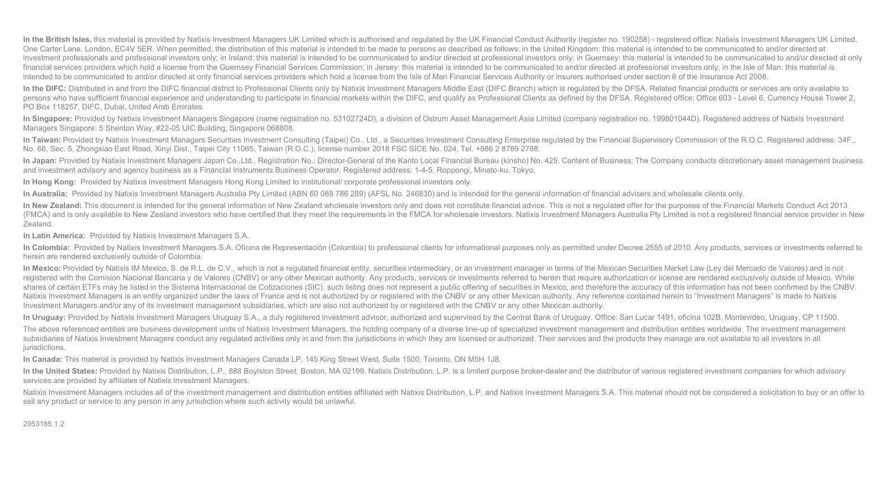**In the British Isles,** this material is provided by Natixis Investment Managers UK Limited which is authorised and regulated by the UK Financial Conduct Authority (register no. 190258) - registered office: Natixis Investment Managers UK Limited, One Carter Lane, London, EC4V 5ER. When permitted, the distribution of this material is intended to be made to persons as described as follows: in the United Kingdom: this material is intended to be communicated to and/or directed at investment professionals and professional investors only; in Ireland: this material is intended to be communicated to and/or directed at professional investors only; in Guernsey: this material is intended to be communicated to and/or directed at only financial services providers which hold a license from the Guernsey Financial Services Commission; in Jersey: this material is intended to be communicated to and/or directed at professional investors only; in the Isle of Man: this material is intended to be communicated to and/or directed at only financial services providers which hold a license from the Isle of Man Financial Services Authority or insurers authorised under section 8 of the Insurance Act 2008.

**In the DIFC:** Distributed in and from the DIFC financial district to Professional Clients only by Natixis Investment Managers Middle East (DIFC Branch) which is regulated by the DFSA. Related financial products or services are only available to persons who have sufficient financial experience and understanding to participate in financial markets within the DIFC, and qualify as Professional Clients as defined by the DFSA. Registered office: Office 603 - Level 6, Currency House Tower 2, PO Box 118257, DIFC, Dubai, United Arab Emirates.

**In Singapore:** Provided by Natixis Investment Managers Singapore (name registration no. 53102724D), a division of Ostrum Asset Management Asia Limited (company registration no. 199801044D). Registered address of Natixis Investment Managers Singapore: 5 Shenton Way, #22-05 UIC Building, Singapore 068808.

**In Taiwan:** Provided by Natixis Investment Managers Securities Investment Consulting (Taipei) Co., Ltd., a Securities Investment Consulting Enterprise regulated by the Financial Supervisory Commission of the R.O.C. Registered address: 34F., No. 68, Sec. 5, Zhongxiao East Road, Xinyi Dist., Taipei City 11065, Taiwan (R.O.C.), license number 2018 FSC SICE No. 024, Tel. +886 2 8789 2788.

**In Japan:** Provided by Natixis Investment Managers Japan Co.,Ltd., Registration No.: Director-General of the Kanto Local Financial Bureau (kinsho) No. 425. Content of Business: The Company conducts discretionary asset management business and investment advisory and agency business as a Financial Instruments Business Operator. Registered address: 1-4-5, Roppongi, Minato-ku, Tokyo.

**In Hong Kong:** Provided by Natixis Investment Managers Hong Kong Limited to institutional/ corporate professional investors only.

**In Australia:** Provided by Natixis Investment Managers Australia Pty Limited (ABN 60 088 786 289) (AFSL No. 246830) and is intended for the general information of financial advisers and wholesale clients only.

**In New Zealand:** This document is intended for the general information of New Zealand wholesale investors only and does not constitute financial advice. This is not a regulated offer for the purposes of the Financial Markets Conduct Act 2013 (FMCA) and is only available to New Zealand investors who have certified that they meet the requirements in the FMCA for wholesale investors. Natixis Investment Managers Australia Pty Limited is not a registered financial service provider in New Zealand.

**In Latin America:** Provided by Natixis Investment Managers S.A.

**In Colombia:** Provided by Natixis Investment Managers S.A. Oficina de Representación (Colombia) to professional clients for informational purposes only as permitted under Decree 2555 of 2010. Any products, services or investments referred to herein are rendered exclusively outside of Colombia.

**In Mexico:** Provided by Natixis IM Mexico, S. de R.L. de C.V., which is not a regulated financial entity, securities intermediary, or an investment manager in terms of the Mexican Securities Market Law (Ley del Mercado de Valores) and is not registered with the Comisión Nacional Bancaria y de Valores (CNBV) or any other Mexican authority. Any products, services or investments referred to herein that require authorization or license are rendered exclusively outside of Mexico. While shares of certain ETFs may be listed in the Sistema Internacional de Cotizaciones (SIC), such listing does not represent a public offering of securities in Mexico, and therefore the accuracy of this information has not been confirmed by the CNBV. Natixis Investment Managers is an entity organized under the laws of France and is not authorized by or registered with the CNBV or any other Mexican authority. Any reference contained herein to "Investment Managers" is made to Natixis Investment Managers and/or any of its investment management subsidiaries, which are also not authorized by or registered with the CNBV or any other Mexican authority.

**In Uruguay:** Provided by Natixis Investment Managers Uruguay S.A., a duly registered investment advisor, authorized and supervised by the Central Bank of Uruguay. Office: San Lucar 1491, oficina 102B, Montevideo, Uruguay, CP 11500.

The above referenced entities are business development units of Natixis Investment Managers, the holding company of a diverse line-up of specialized investment management and distribution entities worldwide. The investment management subsidiaries of Natixis Investment Managers conduct any regulated activities only in and from the jurisdictions in which they are licensed or authorized. Their services and the products they manage are not available to all investors in all jurisdictions.

**In Canada:** This material is provided by Natixis Investment Managers Canada LP, 145 King Street West, Suite 1500, Toronto, ON M5H 1J8.

**In the United States:** Provided by Natixis Distribution, L.P., 888 Boylston Street, Boston, MA 02199. Natixis Distribution, L.P. is a limited purpose broker-dealer and the distributor of various registered investment companies for which advisory services are provided by affiliates of Natixis Investment Managers.

Natixis Investment Managers includes all of the investment management and distribution entities affiliated with Natixis Distribution, L.P. and Natixis Investment Managers S.A. This material should not be considered a solicitation to buy or an offer to sell any product or service to any person in any jurisdiction where such activity would be unlawful.

2953185.1.2